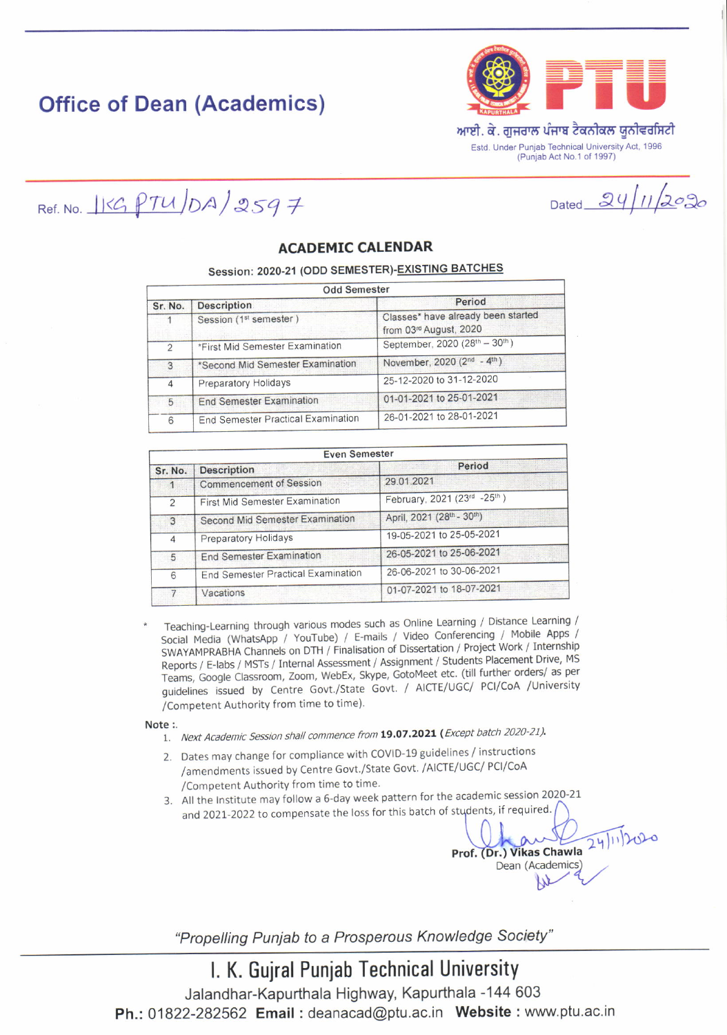# Office of Dean (Academics)

ਆਈ. ਕੇ. ਗੁਜਰਾਲ ਪੰਜਾਬ ਟੈਕਨੀਕਲ ਯੂਨੀਵਰਸਿਟੀ

Estd. Under Punjab Technical University Act, 1996 (Punjab Act No.1 of 1997)

Ref. No. IKG PTU/DA/2597

Dated 24/11/2020

## ACADEMIC CALENDAR

### Session: 2020-21 (ODD SEMESTER)-EXISTING BATCHES

| Odd Semester | | |
|---|---|---|
| **Sr. No.** | **Description** | **Period** |
| 1 | Session (1st semester ) | Classes* have already been started from 03rd August, 2020 |
| 2 | *First Mid Semester Examination | September, 2020 (28th – 30th ) |
| 3 | *Second Mid Semester Examination | November, 2020 (2nd - 4th ) |
| 4 | Preparatory Holidays | 25-12-2020 to 31-12-2020 |
| 5 | End Semester Examination | 01-01-2021 to 25-01-2021 |
| 6 | End Semester Practical Examination | 26-01-2021 to 28-01-2021 |

| Even Semester | | |
|---|---|---|
| **Sr. No.** | **Description** | **Period** |
| 1 | Commencement of Session | 29.01.2021 |
| 2 | First Mid Semester Examination | February, 2021 (23rd -25th ) |
| 3 | Second Mid Semester Examination | April, 2021 (28th - 30th) |
| 4 | Preparatory Holidays | 19-05-2021 to 25-05-2021 |
| 5 | End Semester Examination | 26-05-2021 to 25-06-2021 |
| 6 | End Semester Practical Examination | 26-06-2021 to 30-06-2021 |
| 7 | Vacations | 01-07-2021 to 18-07-2021 |

\* Teaching-Learning through various modes such as Online Learning / Distance Learning / Social Media (WhatsApp / YouTube) / E-mails / Video Conferencing / Mobile Apps / SWAYAMPRABHA Channels on DTH / Finalisation of Dissertation / Project Work / Internship Reports / E-labs / MSTs / Internal Assessment / Assignment / Students Placement Drive, MS Teams, Google Classroom, Zoom, WebEx, Skype, GotoMeet etc. (till further orders/ as per guidelines issued by Centre Govt./State Govt. / AICTE/UGC/ PCI/CoA /University /Competent Authority from time to time).

**Note :.**

1. *Next Academic Session shall commence from* **19.07.2021 (***Except batch 2020-21***)**.
2. Dates may change for compliance with COVID-19 guidelines / instructions /amendments issued by Centre Govt./State Govt. /AICTE/UGC/ PCI/CoA /Competent Authority from time to time.
3. All the Institute may follow a 6-day week pattern for the academic session 2020-21 and 2021-2022 to compensate the loss for this batch of students, if required.

24/11/2020

**Prof. (Dr.) Vikas Chawla**
Dean (Academics)

*"Propelling Punjab to a Prosperous Knowledge Society"*

**I. K. Gujral Punjab Technical University**
Jalandhar-Kapurthala Highway, Kapurthala -144 603
**Ph.:** 01822-282562 **Email :** deanacad@ptu.ac.in **Website :** www.ptu.ac.in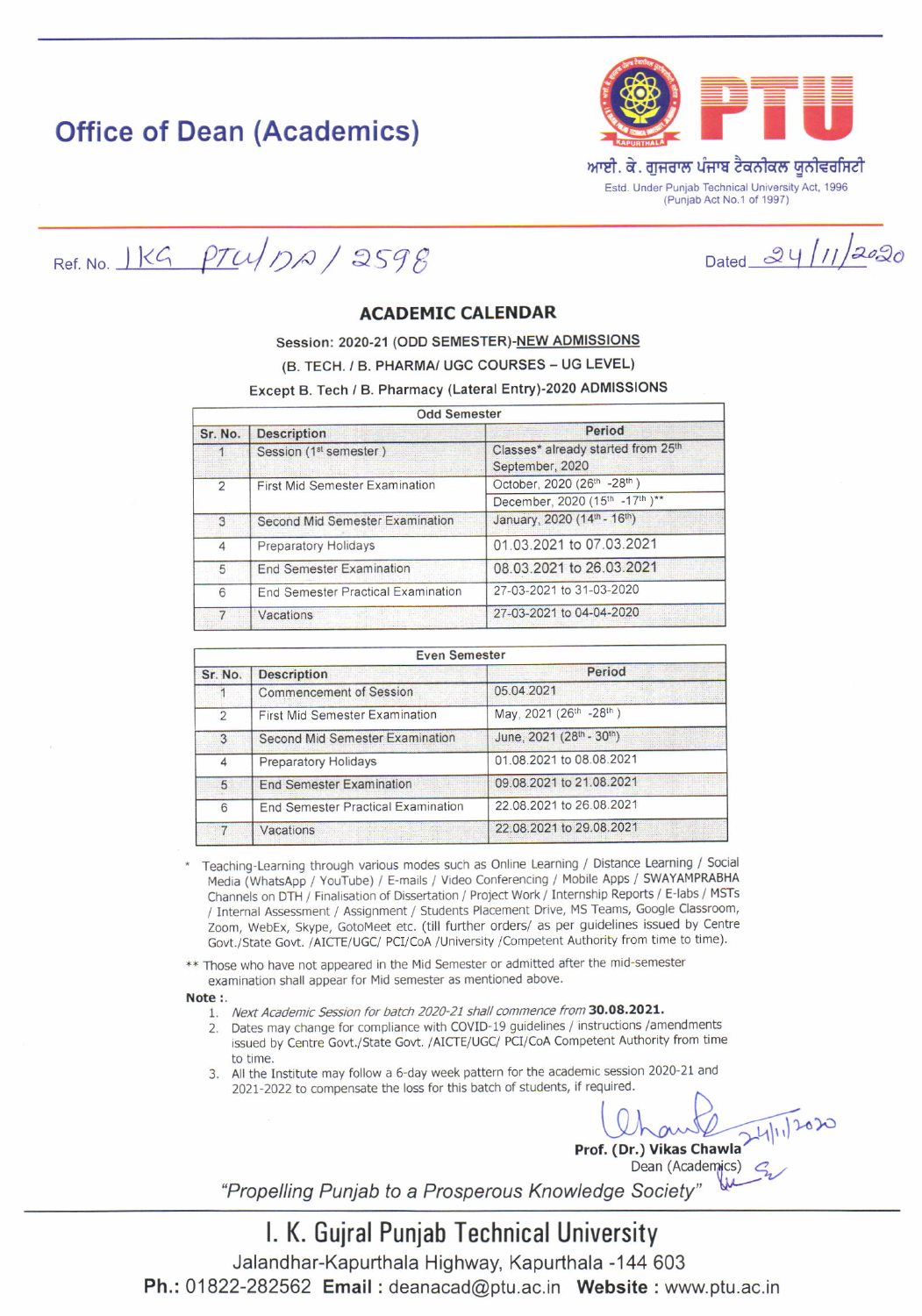# Office of Do Dean (Academics)

ਆਈ. ਕੇ. ਗੁਜਰਾਲ ਪੰਜਾਬ ਟੈਕਨੀਕਲ ਯੂਨੀਵਰਸਿਟੀ

Estd. Under Punjab Technical University Act, 1996 (Punjab Act No.1 of 1997)

Ref. No. IKG PTU/DA/2598

Dated 24/11/2020

## ACADEMIC CALENDAR

**Session: 2020-21 (ODD SEMESTER)-NEW ADMISSIONS**

**(B. TECH. / B. PHARMA/ UGC COURSES – UG LEVEL)**

**Except B. Tech / B. Pharmacy (Lateral Entry)-2020 ADMISSIONS**

| Odd Semester | | |
|---|---|---|
| **Sr. No.** | **Description** | **Period** |
| 1 | Session (1st semester) | Classes* already started from 25th September, 2020 |
| 2 | First Mid Semester Examination | October, 2020 (26th -28th )<br>December, 2020 (15th -17th )** |
| 3 | Second Mid Semester Examination | January, 2020 (14th - 16th) |
| 4 | Preparatory Holidays | 01.03.2021 to 07.03.2021 |
| 5 | End Semester Examination | 08.03.2021 to 26.03.2021 |
| 6 | End Semester Practical Examination | 27-03-2021 to 31-03-2020 |
| 7 | Vacations | 27-03-2021 to 04-04-2020 |

| Even Semester | | |
|---|---|---|
| **Sr. No.** | **Description** | **Period** |
| 1 | Commencement of Session | 05.04.2021 |
| 2 | First Mid Semester Examination | May, 2021 (26th -28th ) |
| 3 | Second Mid Semester Examination | June, 2021 (28th - 30th) |
| 4 | Preparatory Holidays | 01.08.2021 to 08.08.2021 |
| 5 | End Semester Examination | 09.08.2021 to 21.08.2021 |
| 6 | End Semester Practical Examination | 22.08.2021 to 26.08.2021 |
| 7 | Vacations | 22.08.2021 to 29.08.2021 |

\* Teaching-Learning through various modes such as Online Learning / Distance Learning / Social Media (WhatsApp / YouTube) / E-mails / Video Conferencing / Mobile Apps / SWAYAMPRABHA Channels on DTH / Finalisation of Dissertation / Project Work / Internship Reports / E-labs / MSTs / Internal Assessment / Assignment / Students Placement Drive, MS Teams, Google Classroom, Zoom, WebEx, Skype, GotoMeet etc. (till further orders/ as per guidelines issued by Centre Govt./State Govt. /AICTE/UGC/ PCI/CoA /University /Competent Authority from time to time).

\*\* Those who have not appeared in the Mid Semester or admitted after the mid-semester examination shall appear for Mid semester as mentioned above.

**Note :.**

1. *Next Academic Session for batch 2020-21 shall commence from* **30.08.2021.**
2. Dates may change for compliance with COVID-19 guidelines / instructions /amendments issued by Centre Govt./State Govt. /AICTE/UGC/ PCI/CoA Competent Authority from time to time.
3. All the Institute may follow a 6-day week pattern for the academic session 2020-21 and 2021-2022 to compensate the loss for this batch of students, if required.

24/11/2020

**Prof. (Dr.) Vikas Chawla**
Dean (Academics)

*"Propelling Punjab to a Prosperous Knowledge Society"*

I. K. Gujral Punjab Technical University

Jalandhar-Kapurthala Highway, Kapurthala -144 603

**Ph.:** 01822-282562 **Email :** deanacad@ptu.ac.in **Website :** www.ptu.ac.in